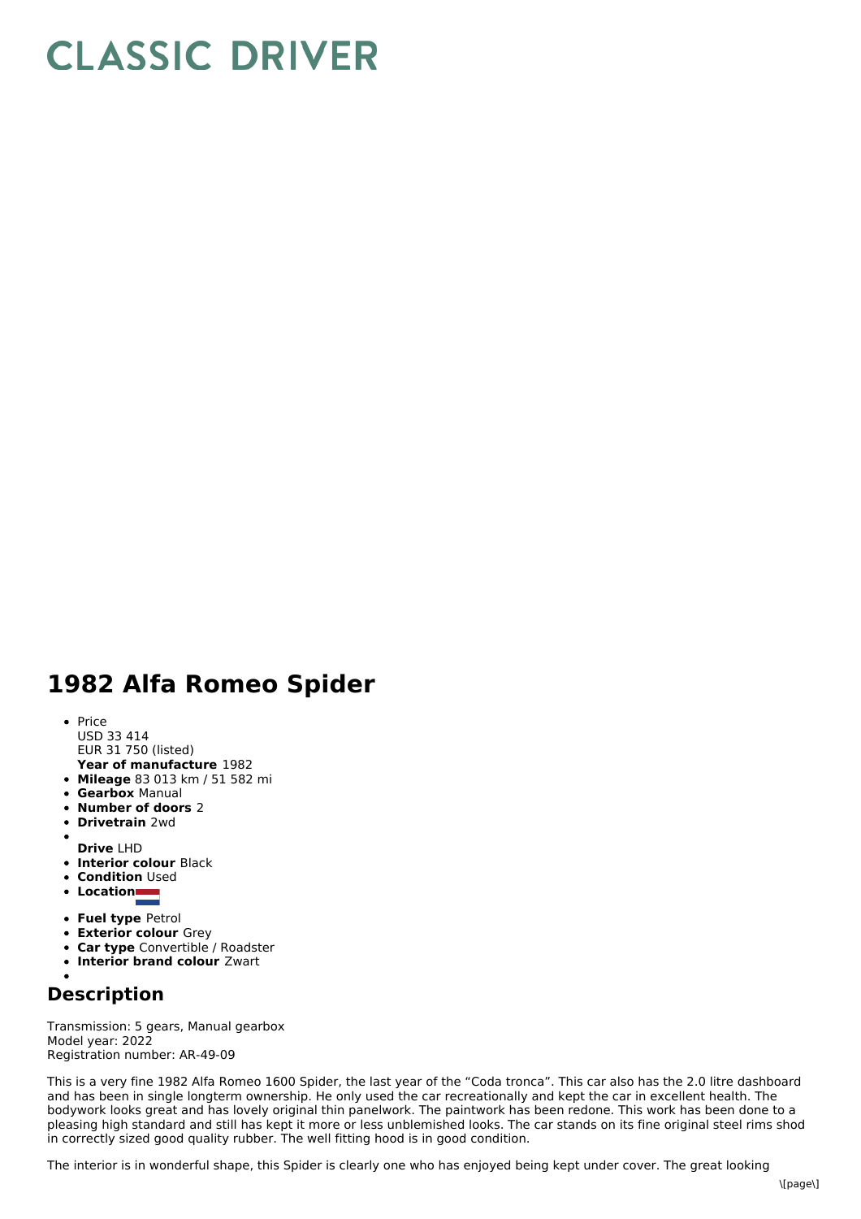# CLASSIC DRIVER

# 1982 Alfa Romeo Spider

- Price
  USD 33 414
  EUR 31 750 (listed)
  **Year of manufacture** 1982
- **Mileage** 83 013 km / 51 582 mi
- **Gearbox** Manual
- **Number of doors** 2
- **Drivetrain** 2wd
- 
  **Drive** LHD
- **Interior colour** Black
- **Condition** Used
- **Location**
- **Fuel type** Petrol
- **Exterior colour** Grey
- **Car type** Convertible / Roadster
- **Interior brand colour** Zwart
- 

## Description

Transmission: 5 gears, Manual gearbox
Model year: 2022
Registration number: AR-49-09

This is a very fine 1982 Alfa Romeo 1600 Spider, the last year of the “Coda tronca”. This car also has the 2.0 litre dashboard and has been in single longterm ownership. He only used the car recreationally and kept the car in excellent health. The bodywork looks great and has lovely original thin panelwork. The paintwork has been redone. This work has been done to a pleasing high standard and still has kept it more or less unblemished looks. The car stands on its fine original steel rims shod in correctly sized good quality rubber. The well fitting hood is in good condition.

The interior is in wonderful shape, this Spider is clearly one who has enjoyed being kept under cover. The great looking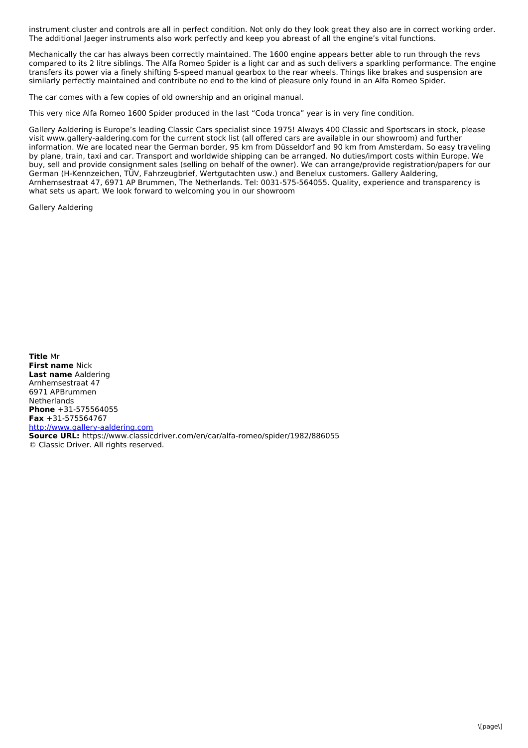instrument cluster and controls are all in perfect condition. Not only do they look great they also are in correct working order. The additional Jaeger instruments also work perfectly and keep you abreast of all the engine's vital functions.

Mechanically the car has always been correctly maintained. The 1600 engine appears better able to run through the revs compared to its 2 litre siblings. The Alfa Romeo Spider is a light car and as such delivers a sparkling performance. The engine transfers its power via a finely shifting 5-speed manual gearbox to the rear wheels. Things like brakes and suspension are similarly perfectly maintained and contribute no end to the kind of pleasure only found in an Alfa Romeo Spider.

The car comes with a few copies of old ownership and an original manual.

This very nice Alfa Romeo 1600 Spider produced in the last "Coda tronca" year is in very fine condition.

Gallery Aaldering is Europe's leading Classic Cars specialist since 1975! Always 400 Classic and Sportscars in stock, please visit www.gallery-aaldering.com for the current stock list (all offered cars are available in our showroom) and further information. We are located near the German border, 95 km from Düsseldorf and 90 km from Amsterdam. So easy traveling by plane, train, taxi and car. Transport and worldwide shipping can be arranged. No duties/import costs within Europe. We buy, sell and provide consignment sales (selling on behalf of the owner). We can arrange/provide registration/papers for our German (H-Kennzeichen, TÜV, Fahrzeugbrief, Wertgutachten usw.) and Benelux customers. Gallery Aaldering, Arnhemsestraat 47, 6971 AP Brummen, The Netherlands. Tel: 0031-575-564055. Quality, experience and transparency is what sets us apart. We look forward to welcoming you in our showroom

Gallery Aaldering

**Title** Mr
**First name** Nick
**Last name** Aaldering
Arnhemsestraat 47
6971 APBrummen
Netherlands
**Phone** +31-575564055
**Fax** +31-575564767
http://www.gallery-aaldering.com
**Source URL:** https://www.classicdriver.com/en/car/alfa-romeo/spider/1982/886055
© Classic Driver. All rights reserved.